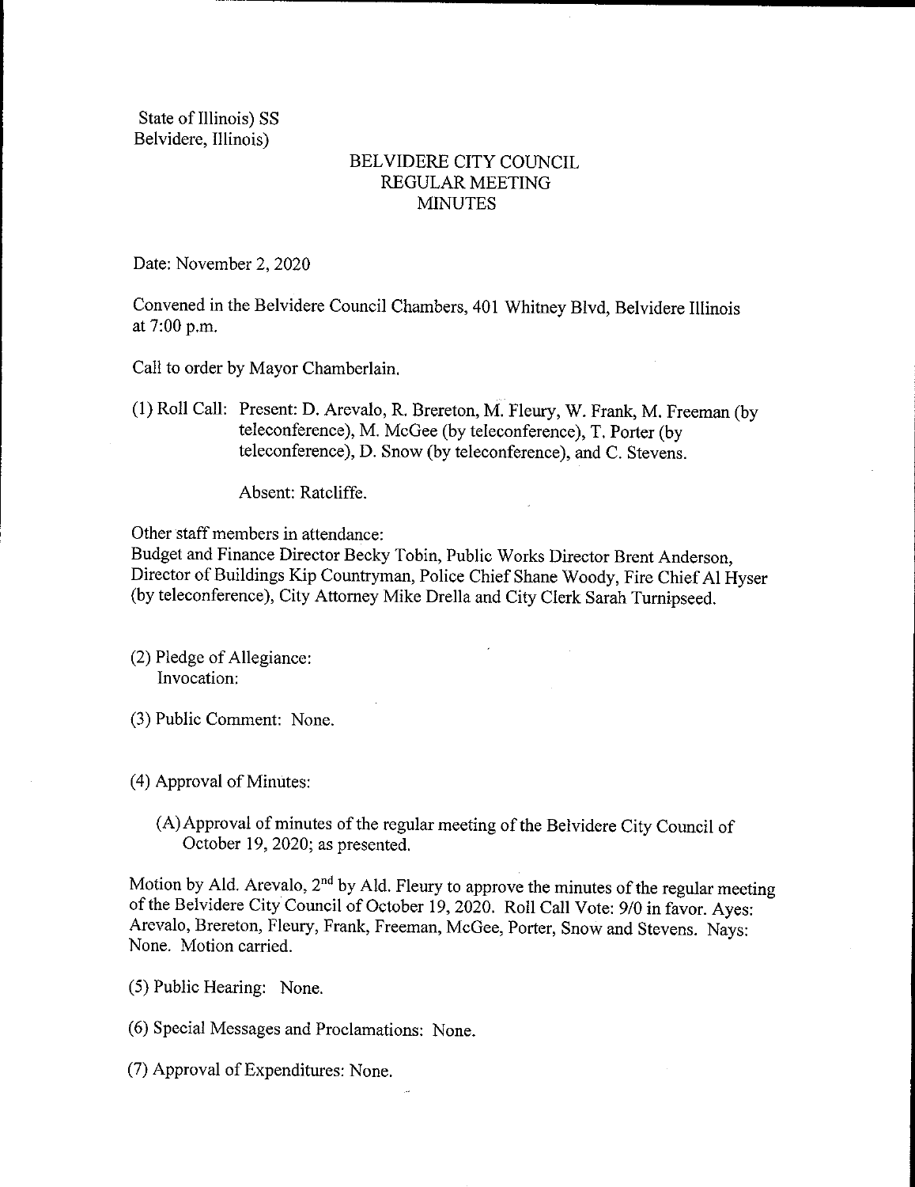State of Illinois) SS
Belvidere, Illinois)

# BELVIDERE CITY COUNCIL
## REGULAR MEETING
## MINUTES

Date: November 2, 2020

Convened in the Belvidere Council Chambers, 401 Whitney Blvd, Belvidere Illinois at 7:00 p.m.

Call to order by Mayor Chamberlain.

(1) Roll Call: Present: D. Arevalo, R. Brereton, M. Fleury, W. Frank, M. Freeman (by teleconference), M. McGee (by teleconference), T. Porter (by teleconference), D. Snow (by teleconference), and C. Stevens.

Absent: Ratcliffe.

Other staff members in attendance:
Budget and Finance Director Becky Tobin, Public Works Director Brent Anderson, Director of Buildings Kip Countryman, Police Chief Shane Woody, Fire Chief Al Hyser (by teleconference), City Attorney Mike Drella and City Clerk Sarah Turnipseed.

(2) Pledge of Allegiance:
Invocation:

(3) Public Comment: None.

(4) Approval of Minutes:

(A) Approval of minutes of the regular meeting of the Belvidere City Council of October 19, 2020; as presented.

Motion by Ald. Arevalo, 2nd by Ald. Fleury to approve the minutes of the regular meeting of the Belvidere City Council of October 19, 2020. Roll Call Vote: 9/0 in favor. Ayes: Arevalo, Brereton, Fleury, Frank, Freeman, McGee, Porter, Snow and Stevens. Nays: None. Motion carried.

(5) Public Hearing: None.

(6) Special Messages and Proclamations: None.

(7) Approval of Expenditures: None.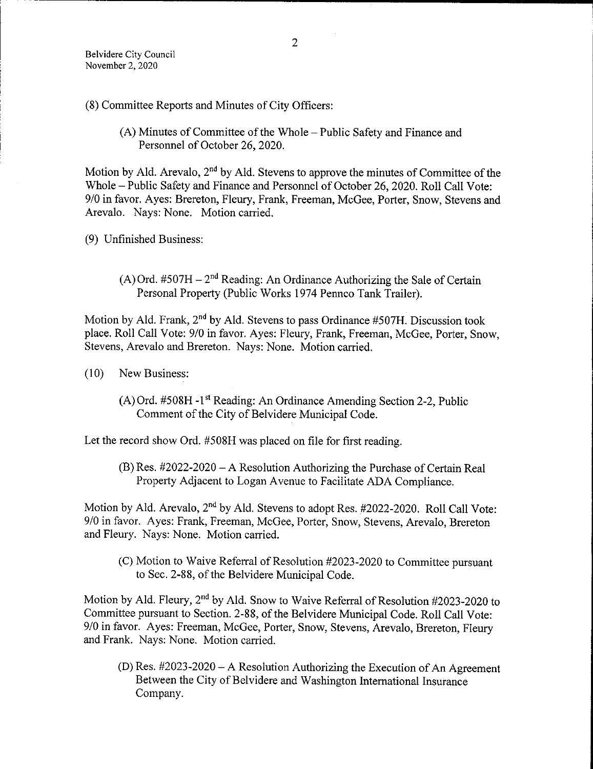(8) Committee Reports and Minutes of City Officers:

(A) Minutes of Committee of the Whole – Public Safety and Finance and Personnel of October 26, 2020.

Motion by Ald. Arevalo, 2nd by Ald. Stevens to approve the minutes of Committee of the Whole – Public Safety and Finance and Personnel of October 26, 2020. Roll Call Vote: 9/0 in favor. Ayes: Brereton, Fleury, Frank, Freeman, McGee, Porter, Snow, Stevens and Arevalo. Nays: None. Motion carried.

(9) Unfinished Business:

(A) Ord. #507H – 2nd Reading: An Ordinance Authorizing the Sale of Certain Personal Property (Public Works 1974 Pennco Tank Trailer).

Motion by Ald. Frank, 2nd by Ald. Stevens to pass Ordinance #507H. Discussion took place. Roll Call Vote: 9/0 in favor. Ayes: Fleury, Frank, Freeman, McGee, Porter, Snow, Stevens, Arevalo and Brereton. Nays: None. Motion carried.

(10) New Business:

(A) Ord. #508H -1st Reading: An Ordinance Amending Section 2-2, Public Comment of the City of Belvidere Municipal Code.

Let the record show Ord. #508H was placed on file for first reading.

(B) Res. #2022-2020 – A Resolution Authorizing the Purchase of Certain Real Property Adjacent to Logan Avenue to Facilitate ADA Compliance.

Motion by Ald. Arevalo, 2nd by Ald. Stevens to adopt Res. #2022-2020. Roll Call Vote: 9/0 in favor. Ayes: Frank, Freeman, McGee, Porter, Snow, Stevens, Arevalo, Brereton and Fleury. Nays: None. Motion carried.

(C) Motion to Waive Referral of Resolution #2023-2020 to Committee pursuant to Sec. 2-88, of the Belvidere Municipal Code.

Motion by Ald. Fleury, 2nd by Ald. Snow to Waive Referral of Resolution #2023-2020 to Committee pursuant to Section. 2-88, of the Belvidere Municipal Code. Roll Call Vote: 9/0 in favor. Ayes: Freeman, McGee, Porter, Snow, Stevens, Arevalo, Brereton, Fleury and Frank. Nays: None. Motion carried.

(D) Res. #2023-2020 – A Resolution Authorizing the Execution of An Agreement Between the City of Belvidere and Washington International Insurance Company.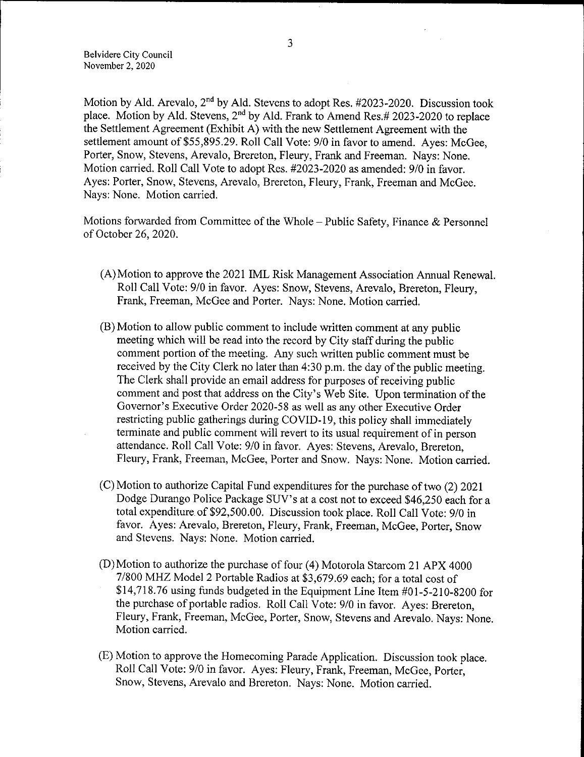Motion by Ald. Arevalo, 2nd by Ald. Stevens to adopt Res. #2023-2020. Discussion took place. Motion by Ald. Stevens, 2nd by Ald. Frank to Amend Res.# 2023-2020 to replace the Settlement Agreement (Exhibit A) with the new Settlement Agreement with the settlement amount of $55,895.29. Roll Call Vote: 9/0 in favor to amend. Ayes: McGee, Porter, Snow, Stevens, Arevalo, Brereton, Fleury, Frank and Freeman. Nays: None. Motion carried. Roll Call Vote to adopt Res. #2023-2020 as amended: 9/0 in favor. Ayes: Porter, Snow, Stevens, Arevalo, Brereton, Fleury, Frank, Freeman and McGee. Nays: None. Motion carried.

Motions forwarded from Committee of the Whole – Public Safety, Finance & Personnel of October 26, 2020.

(A) Motion to approve the 2021 IML Risk Management Association Annual Renewal. Roll Call Vote: 9/0 in favor. Ayes: Snow, Stevens, Arevalo, Brereton, Fleury, Frank, Freeman, McGee and Porter. Nays: None. Motion carried.

(B) Motion to allow public comment to include written comment at any public meeting which will be read into the record by City staff during the public comment portion of the meeting. Any such written public comment must be received by the City Clerk no later than 4:30 p.m. the day of the public meeting. The Clerk shall provide an email address for purposes of receiving public comment and post that address on the City's Web Site. Upon termination of the Governor's Executive Order 2020-58 as well as any other Executive Order restricting public gatherings during COVID-19, this policy shall immediately terminate and public comment will revert to its usual requirement of in person attendance. Roll Call Vote: 9/0 in favor. Ayes: Stevens, Arevalo, Brereton, Fleury, Frank, Freeman, McGee, Porter and Snow. Nays: None. Motion carried.

(C) Motion to authorize Capital Fund expenditures for the purchase of two (2) 2021 Dodge Durango Police Package SUV's at a cost not to exceed $46,250 each for a total expenditure of $92,500.00. Discussion took place. Roll Call Vote: 9/0 in favor. Ayes: Arevalo, Brereton, Fleury, Frank, Freeman, McGee, Porter, Snow and Stevens. Nays: None. Motion carried.

(D) Motion to authorize the purchase of four (4) Motorola Starcom 21 APX 4000 7/800 MHZ Model 2 Portable Radios at $3,679.69 each; for a total cost of $14,718.76 using funds budgeted in the Equipment Line Item #01-5-210-8200 for the purchase of portable radios. Roll Call Vote: 9/0 in favor. Ayes: Brereton, Fleury, Frank, Freeman, McGee, Porter, Snow, Stevens and Arevalo. Nays: None. Motion carried.

(E) Motion to approve the Homecoming Parade Application. Discussion took place. Roll Call Vote: 9/0 in favor. Ayes: Fleury, Frank, Freeman, McGee, Porter, Snow, Stevens, Arevalo and Brereton. Nays: None. Motion carried.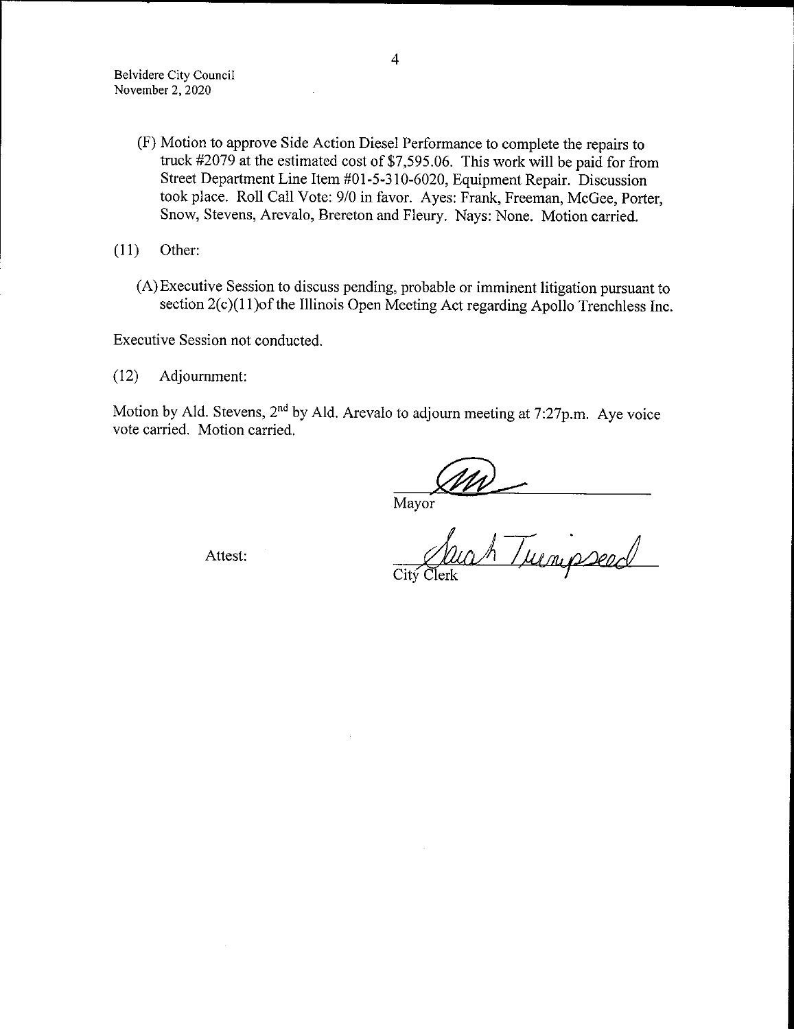(F) Motion to approve Side Action Diesel Performance to complete the repairs to truck #2079 at the estimated cost of $7,595.06. This work will be paid for from Street Department Line Item #01-5-310-6020, Equipment Repair. Discussion took place. Roll Call Vote: 9/0 in favor. Ayes: Frank, Freeman, McGee, Porter, Snow, Stevens, Arevalo, Brereton and Fleury. Nays: None. Motion carried.

(11) Other:

(A) Executive Session to discuss pending, probable or imminent litigation pursuant to section 2(c)(11)of the Illinois Open Meeting Act regarding Apollo Trenchless Inc.

Executive Session not conducted.

(12) Adjournment:

Motion by Ald. Stevens, 2nd by Ald. Arevalo to adjourn meeting at 7:27p.m. Aye voice vote carried. Motion carried.

Mayor

Attest:

City Clerk